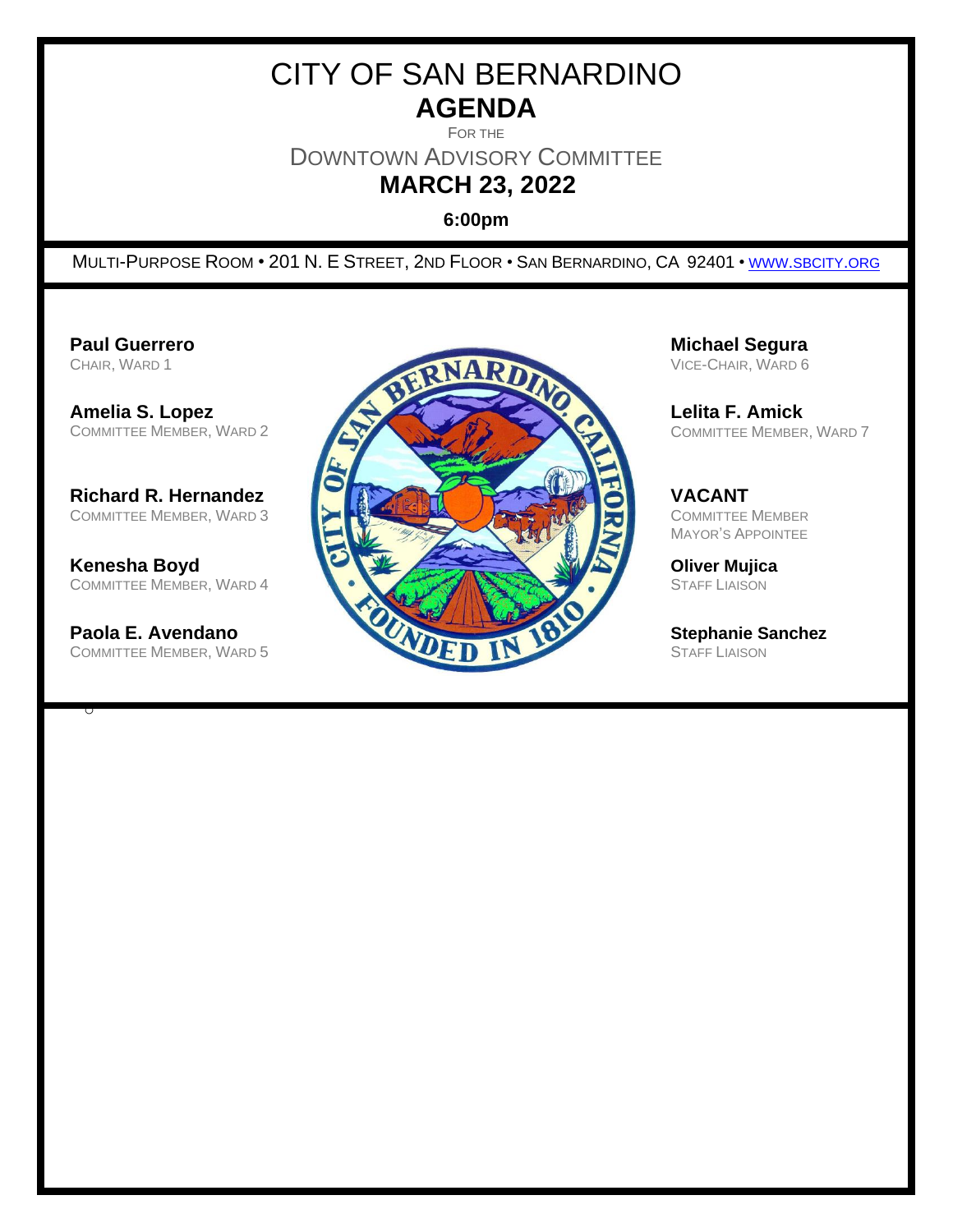# CITY OF SAN BERNARDINO

## AGENDA

FOR THE

## DOWNTOWN ADVISORY COMMITTEE

## MARCH 23, 2022

**6:00pm**

MULTI-PURPOSE ROOM • 201 N. E STREET, 2ND FLOOR • SAN BERNARDINO, CA 92401 • WWW.SBCITY.ORG

**Paul Guerrero**
CHAIR, WARD 1

**Amelia S. Lopez**
COMMITTEE MEMBER, WARD 2

**Richard R. Hernandez**
COMMITTEE MEMBER, WARD 3

**Kenesha Boyd**
COMMITTEE MEMBER, WARD 4

**Paola E. Avendano**
COMMITTEE MEMBER, WARD 5

**Michael Segura**
VICE-CHAIR, WARD 6

**Lelita F. Amick**
COMMITTEE MEMBER, WARD 7

**VACANT**
COMMITTEE MEMBER
MAYOR'S APPOINTEE

**Oliver Mujica**
STAFF LIAISON

**Stephanie Sanchez**
STAFF LIAISON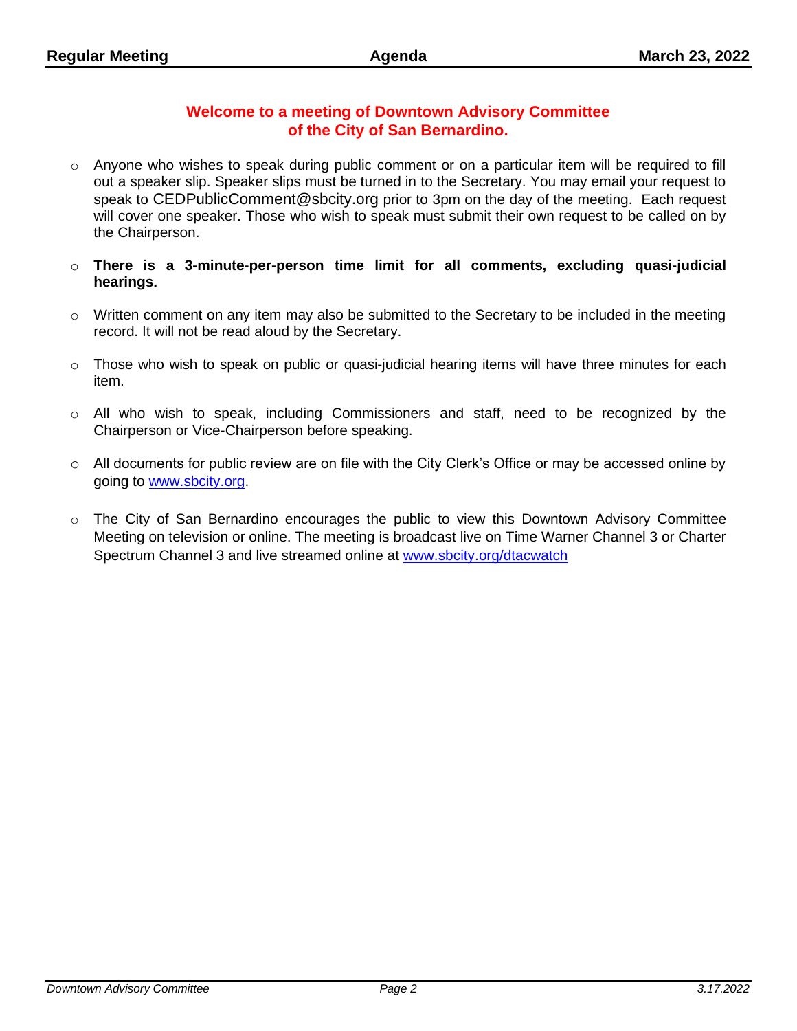## Welcome to a meeting of Downtown Advisory Committee of the City of San Bernardino.

- Anyone who wishes to speak during public comment or on a particular item will be required to fill out a speaker slip. Speaker slips must be turned in to the Secretary. You may email your request to speak to CEDPublicComment@sbcity.org prior to 3pm on the day of the meeting. Each request will cover one speaker. Those who wish to speak must submit their own request to be called on by the Chairperson.

- **There is a 3-minute-per-person time limit for all comments, excluding quasi-judicial hearings.**

- Written comment on any item may also be submitted to the Secretary to be included in the meeting record. It will not be read aloud by the Secretary.

- Those who wish to speak on public or quasi-judicial hearing items will have three minutes for each item.

- All who wish to speak, including Commissioners and staff, need to be recognized by the Chairperson or Vice-Chairperson before speaking.

- All documents for public review are on file with the City Clerk's Office or may be accessed online by going to www.sbcity.org.

- The City of San Bernardino encourages the public to view this Downtown Advisory Committee Meeting on television or online. The meeting is broadcast live on Time Warner Channel 3 or Charter Spectrum Channel 3 and live streamed online at www.sbcity.org/dtacwatch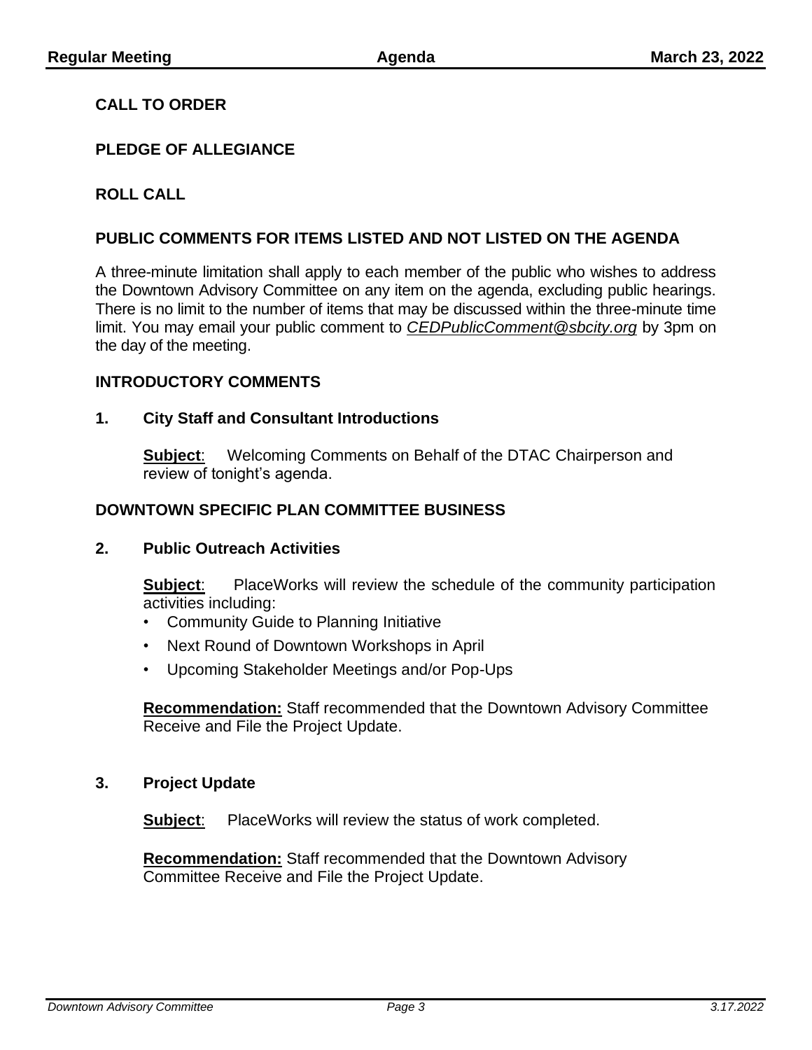## CALL TO ORDER

## PLEDGE OF ALLEGIANCE

## ROLL CALL

## PUBLIC COMMENTS FOR ITEMS LISTED AND NOT LISTED ON THE AGENDA

A three-minute limitation shall apply to each member of the public who wishes to address the Downtown Advisory Committee on any item on the agenda, excluding public hearings. There is no limit to the number of items that may be discussed within the three-minute time limit. You may email your public comment to *CEDPublicComment@sbcity.org* by 3pm on the day of the meeting.

## INTRODUCTORY COMMENTS

### 1. City Staff and Consultant Introductions

**Subject**: Welcoming Comments on Behalf of the DTAC Chairperson and review of tonight's agenda.

## DOWNTOWN SPECIFIC PLAN COMMITTEE BUSINESS

### 2. Public Outreach Activities

**Subject**: PlaceWorks will review the schedule of the community participation activities including:

- Community Guide to Planning Initiative
- Next Round of Downtown Workshops in April
- Upcoming Stakeholder Meetings and/or Pop-Ups

**Recommendation:** Staff recommended that the Downtown Advisory Committee Receive and File the Project Update.

### 3. Project Update

**Subject**: PlaceWorks will review the status of work completed.

**Recommendation:** Staff recommended that the Downtown Advisory Committee Receive and File the Project Update.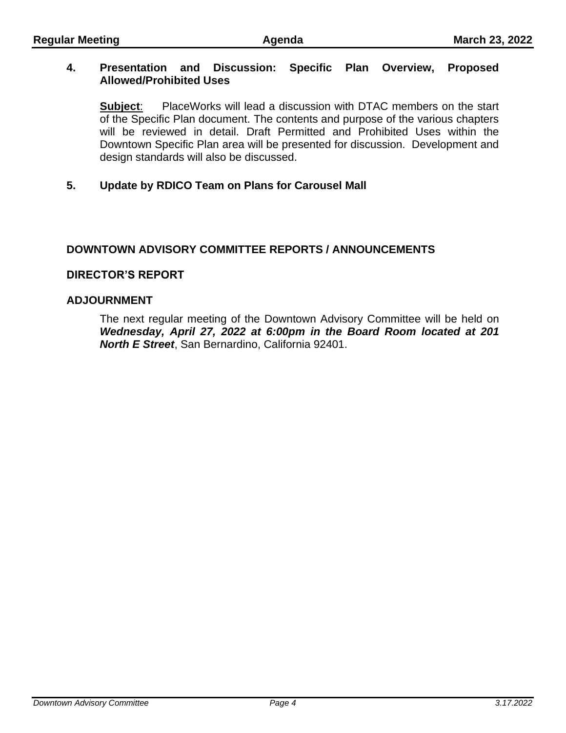**4. Presentation and Discussion: Specific Plan Overview, Proposed Allowed/Prohibited Uses**

**Subject**: PlaceWorks will lead a discussion with DTAC members on the start of the Specific Plan document. The contents and purpose of the various chapters will be reviewed in detail. Draft Permitted and Prohibited Uses within the Downtown Specific Plan area will be presented for discussion. Development and design standards will also be discussed.

**5. Update by RDICO Team on Plans for Carousel Mall**

## DOWNTOWN ADVISORY COMMITTEE REPORTS / ANNOUNCEMENTS

## DIRECTOR'S REPORT

## ADJOURNMENT

The next regular meeting of the Downtown Advisory Committee will be held on ***Wednesday, April 27, 2022 at 6:00pm in the Board Room located at 201 North E Street***, San Bernardino, California 92401.